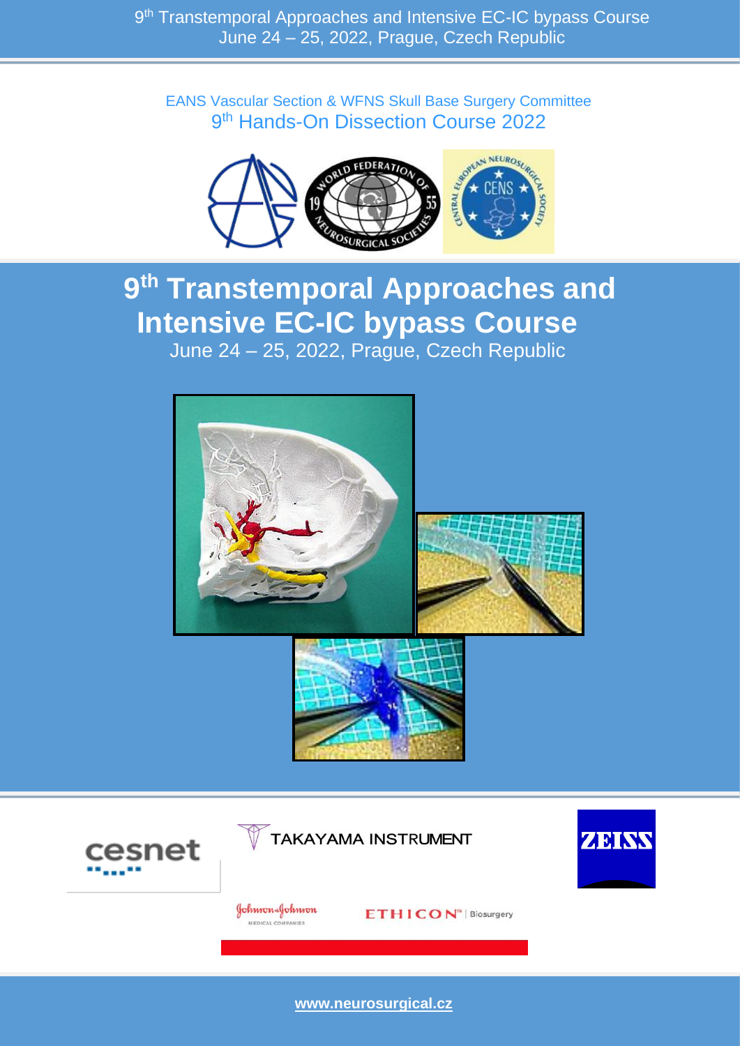EANS Vascular Section & WFNS Skull Base Surgery Committee

9th Hands-On Dissection Course 2022

# 9th Transtemporal Approaches and Intensive EC-IC bypass Course

June 24 – 25, 2022, Prague, Czech Republic

cesnet

TAKAYAMA INSTRUMENT

ZEISS

Johnson & Johnson MEDICAL COMPANIES

ETHICON™ | Biosurgery

**www.neurosurgical.cz**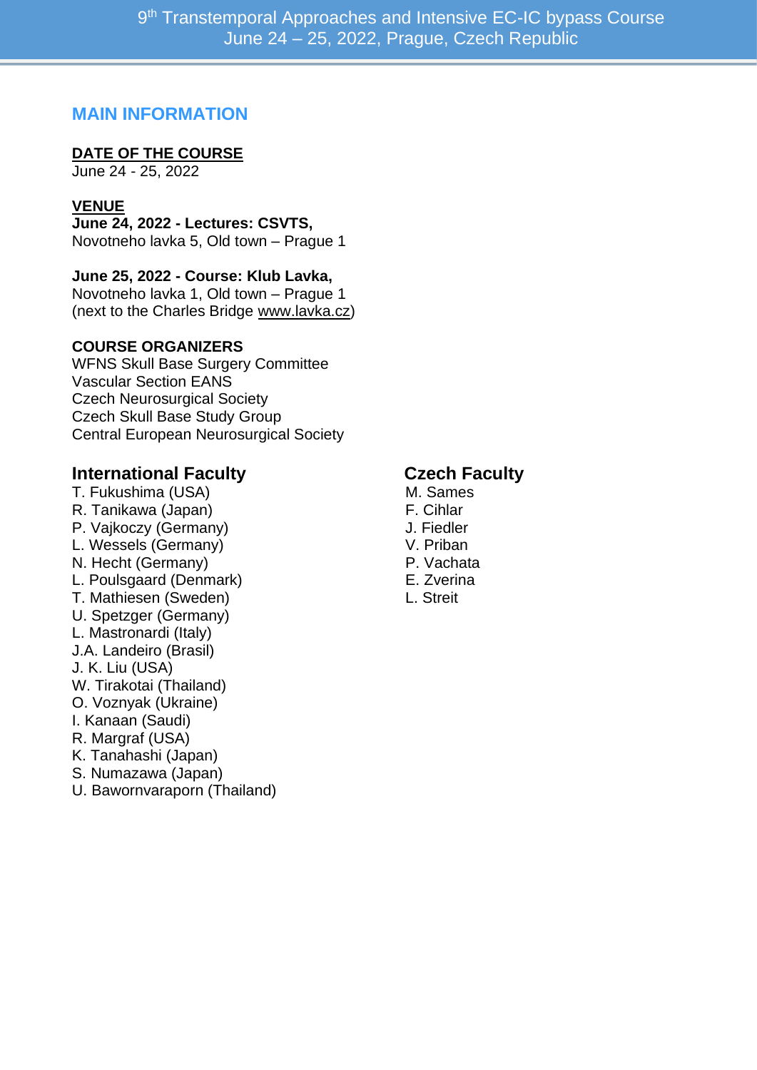## MAIN INFORMATION

**DATE OF THE COURSE**
June 24 - 25, 2022

**VENUE**

**June 24, 2022 - Lectures: CSVTS,**
Novotneho lavka 5, Old town – Prague 1

**June 25, 2022 - Course: Klub Lavka,**
Novotneho lavka 1, Old town – Prague 1
(next to the Charles Bridge www.lavka.cz)

**COURSE ORGANIZERS**
WFNS Skull Base Surgery Committee
Vascular Section EANS
Czech Neurosurgical Society
Czech Skull Base Study Group
Central European Neurosurgical Society

### International Faculty

T. Fukushima (USA)
R. Tanikawa (Japan)
P. Vajkoczy (Germany)
L. Wessels (Germany)
N. Hecht (Germany)
L. Poulsgaard (Denmark)
T. Mathiesen (Sweden)
U. Spetzger (Germany)
L. Mastronardi (Italy)
J.A. Landeiro (Brasil)
J. K. Liu (USA)
W. Tirakotai (Thailand)
O. Voznyak (Ukraine)
I. Kanaan (Saudi)
R. Margraf (USA)
K. Tanahashi (Japan)
S. Numazawa (Japan)
U. Bawornvaraporn (Thailand)

### Czech Faculty

M. Sames
F. Cihlar
J. Fiedler
V. Priban
P. Vachata
E. Zverina
L. Streit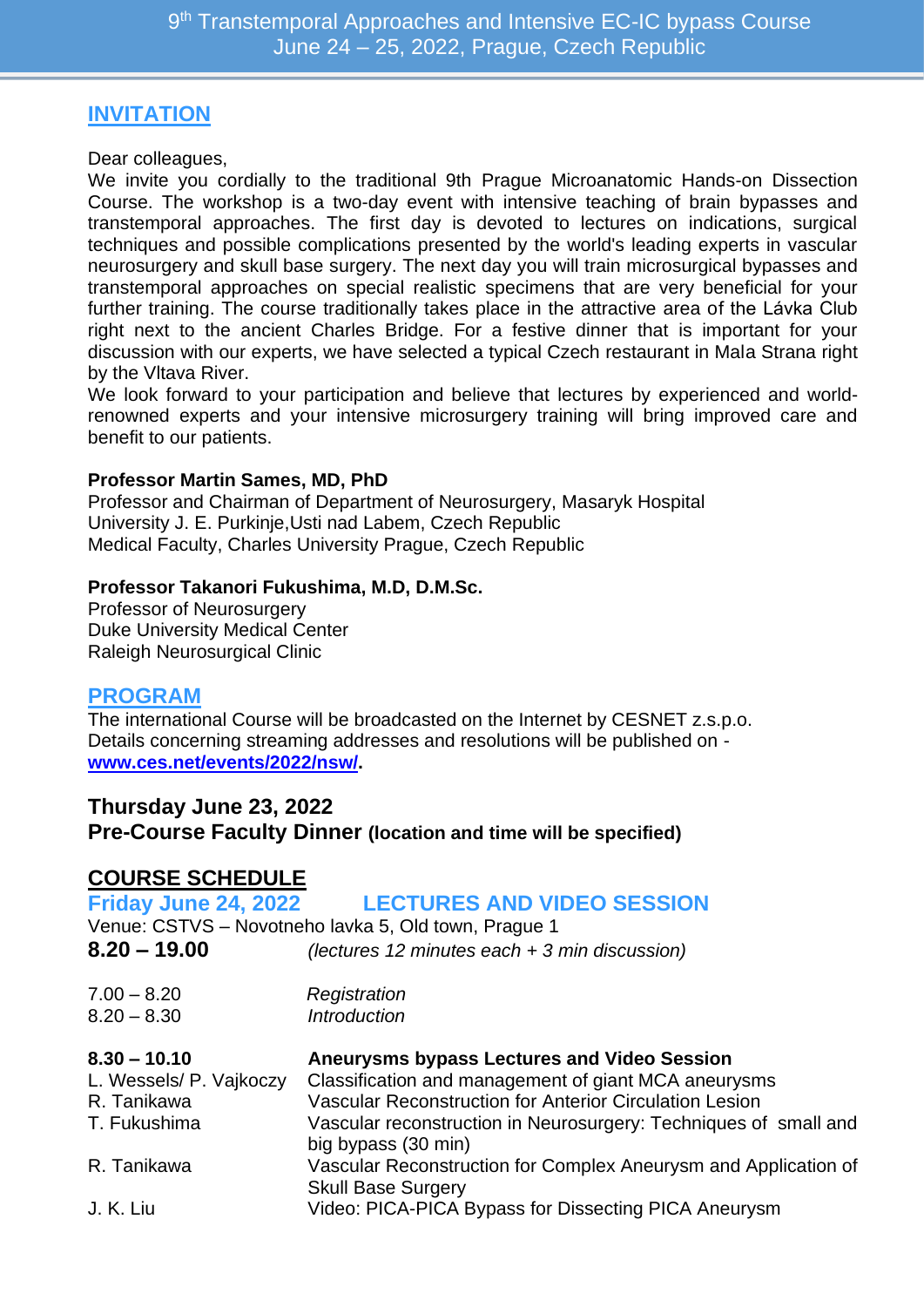## INVITATION

Dear colleagues,

We invite you cordially to the traditional 9th Prague Microanatomic Hands-on Dissection Course. The workshop is a two-day event with intensive teaching of brain bypasses and transtemporal approaches. The first day is devoted to lectures on indications, surgical techniques and possible complications presented by the world's leading experts in vascular neurosurgery and skull base surgery. The next day you will train microsurgical bypasses and transtemporal approaches on special realistic specimens that are very beneficial for your further training. The course traditionally takes place in the attractive area of the Lávka Club right next to the ancient Charles Bridge. For a festive dinner that is important for your discussion with our experts, we have selected a typical Czech restaurant in Mala Strana right by the Vltava River.

We look forward to your participation and believe that lectures by experienced and world-renowned experts and your intensive microsurgery training will bring improved care and benefit to our patients.

**Professor Martin Sames, MD, PhD**
Professor and Chairman of Department of Neurosurgery, Masaryk Hospital
University J. E. Purkinje,Usti nad Labem, Czech Republic
Medical Faculty, Charles University Prague, Czech Republic

**Professor Takanori Fukushima, M.D, D.M.Sc.**
Professor of Neurosurgery
Duke University Medical Center
Raleigh Neurosurgical Clinic

## PROGRAM

The international Course will be broadcasted on the Internet by CESNET z.s.p.o.
Details concerning streaming addresses and resolutions will be published on - **www.ces.net/events/2022/nsw/**.

### Thursday June 23, 2022
### Pre-Course Faculty Dinner (location and time will be specified)

## COURSE SCHEDULE

### Friday June 24, 2022 LECTURES AND VIDEO SESSION

Venue: CSTVS – Novotneho lavka 5, Old town, Prague 1

**8.20 – 19.00** *(lectures 12 minutes each + 3 min discussion)*

| | |
|---|---|
| 7.00 – 8.20 | *Registration* |
| 8.20 – 8.30 | *Introduction* |
| **8.30 – 10.10** | **Aneurysms bypass Lectures and Video Session** |
| L. Wessels/ P. Vajkoczy | Classification and management of giant MCA aneurysms |
| R. Tanikawa | Vascular Reconstruction for Anterior Circulation Lesion |
| T. Fukushima | Vascular reconstruction in Neurosurgery: Techniques of small and big bypass (30 min) |
| R. Tanikawa | Vascular Reconstruction for Complex Aneurysm and Application of Skull Base Surgery |
| J. K. Liu | Video: PICA-PICA Bypass for Dissecting PICA Aneurysm |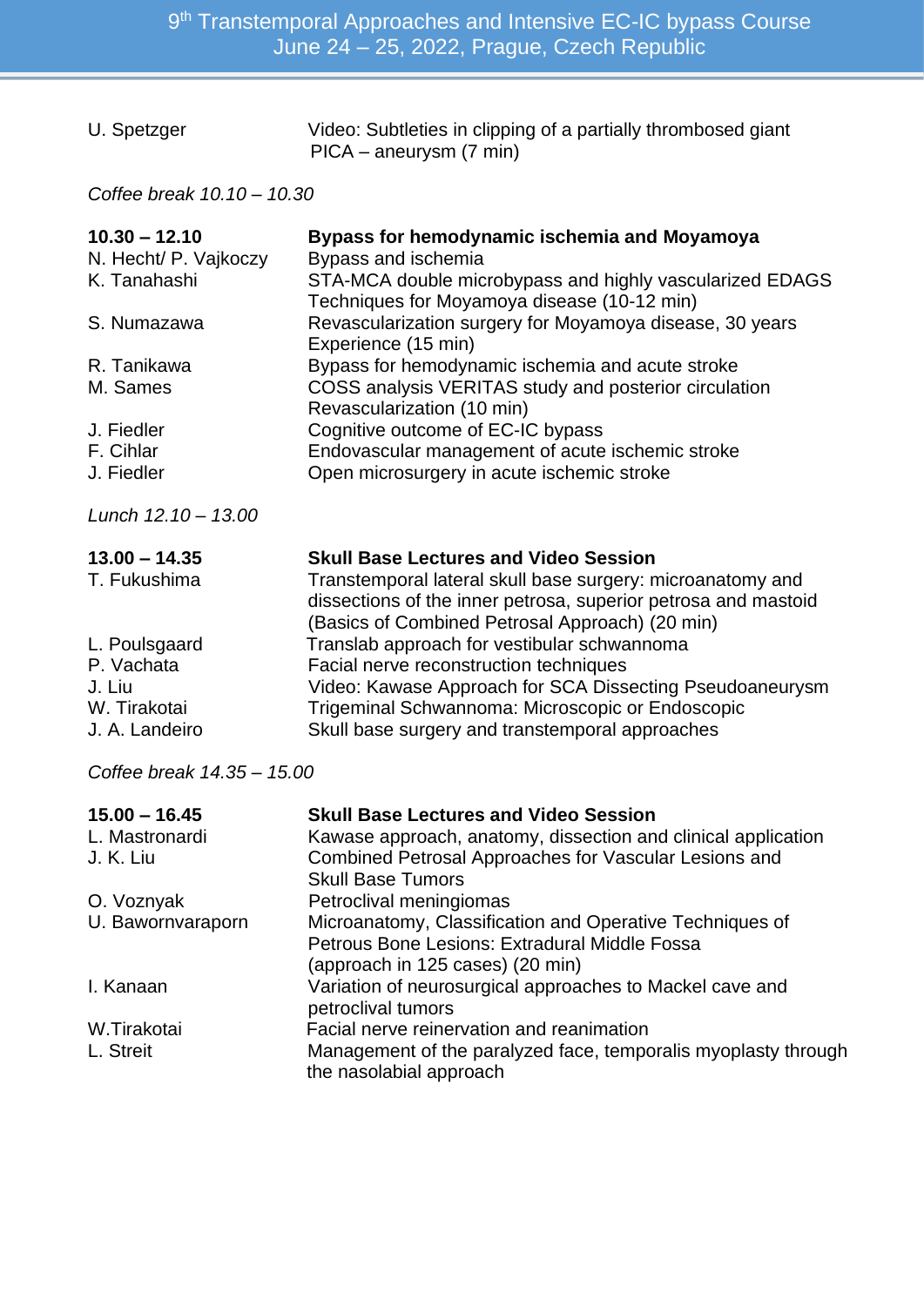| | |
|---|---|
| U. Spetzger | Video: Subtleties in clipping of a partially thrombosed giant PICA – aneurysm (7 min) |

*Coffee break 10.10 – 10.30*

| | |
|---|---|
| **10.30 – 12.10** | **Bypass for hemodynamic ischemia and Moyamoya** |
| N. Hecht/ P. Vajkoczy | Bypass and ischemia |
| K. Tanahashi | STA-MCA double microbypass and highly vascularized EDAGS Techniques for Moyamoya disease (10-12 min) |
| S. Numazawa | Revascularization surgery for Moyamoya disease, 30 years Experience (15 min) |
| R. Tanikawa | Bypass for hemodynamic ischemia and acute stroke |
| M. Sames | COSS analysis VERITAS study and posterior circulation Revascularization (10 min) |
| J. Fiedler | Cognitive outcome of EC-IC bypass |
| F. Cihlar | Endovascular management of acute ischemic stroke |
| J. Fiedler | Open microsurgery in acute ischemic stroke |

*Lunch 12.10 – 13.00*

| | |
|---|---|
| **13.00 – 14.35** | **Skull Base Lectures and Video Session** |
| T. Fukushima | Transtemporal lateral skull base surgery: microanatomy and dissections of the inner petrosa, superior petrosa and mastoid (Basics of Combined Petrosal Approach) (20 min) |
| L. Poulsgaard | Translab approach for vestibular schwannoma |
| P. Vachata | Facial nerve reconstruction techniques |
| J. Liu | Video: Kawase Approach for SCA Dissecting Pseudoaneurysm |
| W. Tirakotai | Trigeminal Schwannoma: Microscopic or Endoscopic |
| J. A. Landeiro | Skull base surgery and transtemporal approaches |

*Coffee break 14.35 – 15.00*

| | |
|---|---|
| **15.00 – 16.45** | **Skull Base Lectures and Video Session** |
| L. Mastronardi | Kawase approach, anatomy, dissection and clinical application |
| J. K. Liu | Combined Petrosal Approaches for Vascular Lesions and Skull Base Tumors |
| O. Voznyak | Petroclival meningiomas |
| U. Bawornvaraporn | Microanatomy, Classification and Operative Techniques of Petrous Bone Lesions: Extradural Middle Fossa (approach in 125 cases) (20 min) |
| I. Kanaan | Variation of neurosurgical approaches to Mackel cave and petroclival tumors |
| W.Tirakotai | Facial nerve reinervation and reanimation |
| L. Streit | Management of the paralyzed face, temporalis myoplasty through the nasolabial approach |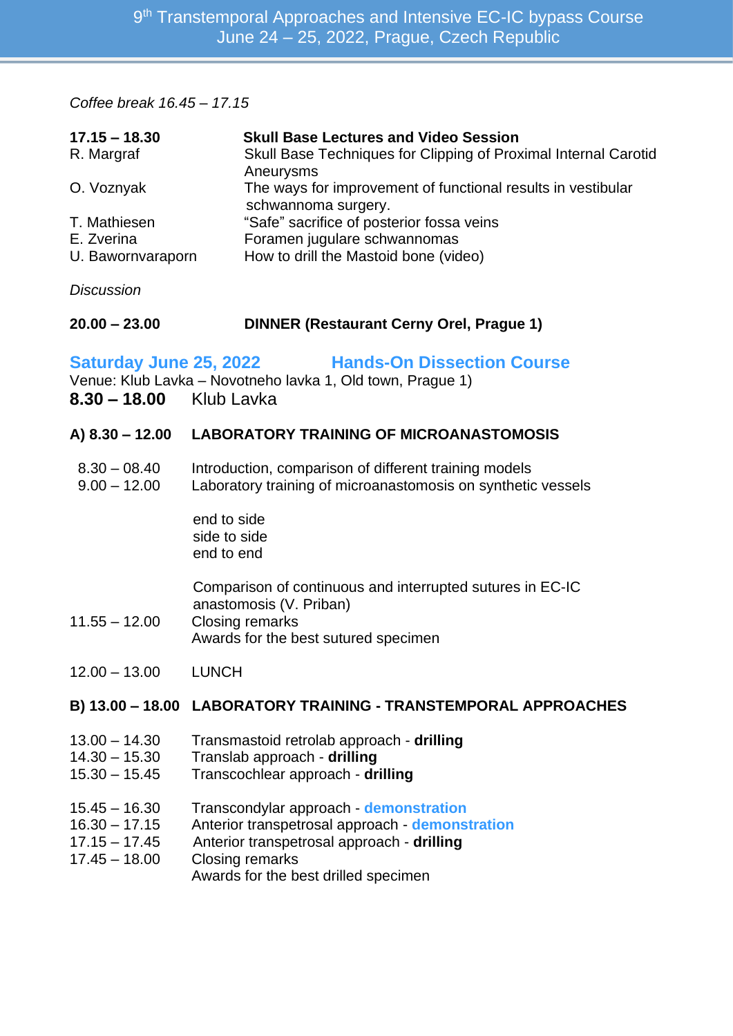*Coffee break 16.45 – 17.15*

| **17.15 – 18.30** | **Skull Base Lectures and Video Session** |
|---|---|
| R. Margraf | Skull Base Techniques for Clipping of Proximal Internal Carotid Aneurysms |
| O. Voznyak | The ways for improvement of functional results in vestibular schwannoma surgery. |
| T. Mathiesen | “Safe” sacrifice of posterior fossa veins |
| E. Zverina | Foramen jugulare schwannomas |
| U. Bawornvaraporn | How to drill the Mastoid bone (video) |

*Discussion*

**20.00 – 23.00** **DINNER (Restaurant Cerny Orel, Prague 1)**

## Saturday June 25, 2022 Hands-On Dissection Course

Venue: Klub Lavka – Novotneho lavka 1, Old town, Prague 1)

**8.30 – 18.00** Klub Lavka

### A) 8.30 – 12.00 LABORATORY TRAINING OF MICROANASTOMOSIS

8.30 – 08.40 Introduction, comparison of different training models

9.00 – 12.00 Laboratory training of microanastomosis on synthetic vessels

- end to side
- side to side
- end to end

Comparison of continuous and interrupted sutures in EC-IC anastomosis (V. Priban)

11.55 – 12.00 Closing remarks
Awards for the best sutured specimen

12.00 – 13.00 LUNCH

### B) 13.00 – 18.00 LABORATORY TRAINING - TRANSTEMPORAL APPROACHES

13.00 – 14.30 Transmastoid retrolab approach - **drilling**
14.30 – 15.30 Translab approach - **drilling**
15.30 – 15.45 Transcochlear approach - **drilling**

15.45 – 16.30 Transcondylar approach - **demonstration**
16.30 – 17.15 Anterior transpetrosal approach - **demonstration**
17.15 – 17.45 Anterior transpetrosal approach - **drilling**
17.45 – 18.00 Closing remarks
Awards for the best drilled specimen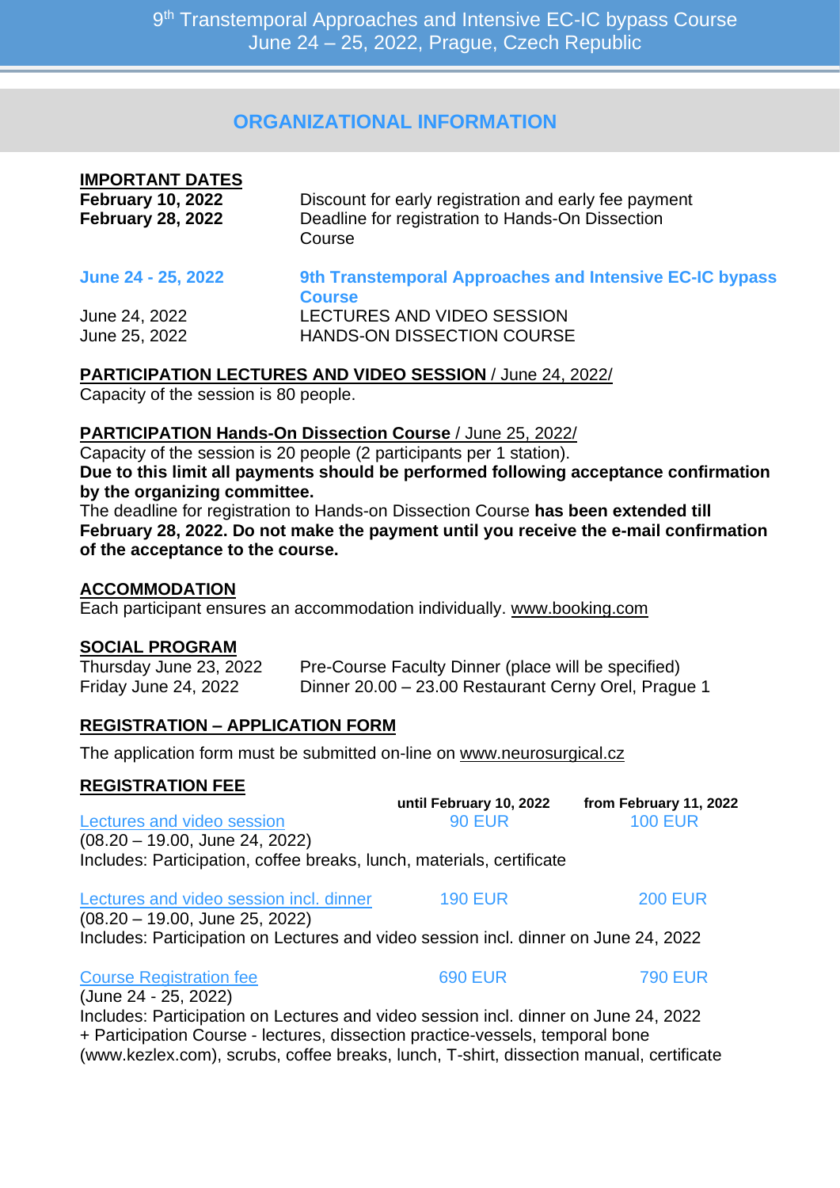## ORGANIZATIONAL INFORMATION

**IMPORTANT DATES**

| | |
|---|---|
| **February 10, 2022** | Discount for early registration and early fee payment |
| **February 28, 2022** | Deadline for registration to Hands-On Dissection Course |
| **June 24 - 25, 2022** | **9th Transtemporal Approaches and Intensive EC-IC bypass Course** |
| June 24, 2022 | LECTURES AND VIDEO SESSION |
| June 25, 2022 | HANDS-ON DISSECTION COURSE |

**PARTICIPATION LECTURES AND VIDEO SESSION** / June 24, 2022/
Capacity of the session is 80 people.

**PARTICIPATION Hands-On Dissection Course** / June 25, 2022/
Capacity of the session is 20 people (2 participants per 1 station).
**Due to this limit all payments should be performed following acceptance confirmation by the organizing committee.**
The deadline for registration to Hands-on Dissection Course **has been extended till February 28, 2022. Do not make the payment until you receive the e-mail confirmation of the acceptance to the course.**

**ACCOMMODATION**
Each participant ensures an accommodation individually. www.booking.com

**SOCIAL PROGRAM**

| | |
|---|---|
| Thursday June 23, 2022 | Pre-Course Faculty Dinner (place will be specified) |
| Friday June 24, 2022 | Dinner 20.00 – 23.00 Restaurant Cerny Orel, Prague 1 |

**REGISTRATION – APPLICATION FORM**

The application form must be submitted on-line on www.neurosurgical.cz

**REGISTRATION FEE**

| | **until February 10, 2022** | **from February 11, 2022** |
|---|---|---|
| Lectures and video session | 90 EUR | 100 EUR |
| Lectures and video session incl. dinner | 190 EUR | 200 EUR |
| Course Registration fee | 690 EUR | 790 EUR |

Lectures and video session
(08.20 – 19.00, June 24, 2022)
Includes: Participation, coffee breaks, lunch, materials, certificate

Lectures and video session incl. dinner
(08.20 – 19.00, June 25, 2022)
Includes: Participation on Lectures and video session incl. dinner on June 24, 2022

Course Registration fee
(June 24 - 25, 2022)
Includes: Participation on Lectures and video session incl. dinner on June 24, 2022 + Participation Course - lectures, dissection practice-vessels, temporal bone (www.kezlex.com), scrubs, coffee breaks, lunch, T-shirt, dissection manual, certificate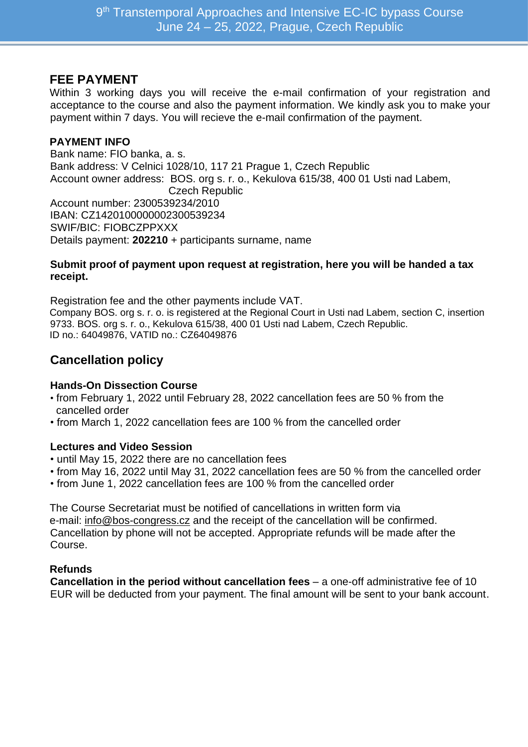## FEE PAYMENT

Within 3 working days you will receive the e-mail confirmation of your registration and acceptance to the course and also the payment information. We kindly ask you to make your payment within 7 days. You will recieve the e-mail confirmation of the payment.

### PAYMENT INFO

Bank name: FIO banka, a. s.
Bank address: V Celnici 1028/10, 117 21 Prague 1, Czech Republic
Account owner address: BOS. org s. r. o., Kekulova 615/38, 400 01 Usti nad Labem, Czech Republic
Account number: 2300539234/2010
IBAN: CZ1420100000002300539234
SWIF/BIC: FIOBCZPPXXX
Details payment: **202210** + participants surname, name

**Submit proof of payment upon request at registration, here you will be handed a tax receipt.**

Registration fee and the other payments include VAT.
Company BOS. org s. r. o. is registered at the Regional Court in Usti nad Labem, section C, insertion 9733. BOS. org s. r. o., Kekulova 615/38, 400 01 Usti nad Labem, Czech Republic.
ID no.: 64049876, VATID no.: CZ64049876

## Cancellation policy

### Hands-On Dissection Course

- from February 1, 2022 until February 28, 2022 cancellation fees are 50 % from the cancelled order
- from March 1, 2022 cancellation fees are 100 % from the cancelled order

### Lectures and Video Session

- until May 15, 2022 there are no cancellation fees
- from May 16, 2022 until May 31, 2022 cancellation fees are 50 % from the cancelled order
- from June 1, 2022 cancellation fees are 100 % from the cancelled order

The Course Secretariat must be notified of cancellations in written form via e-mail: info@bos-congress.cz and the receipt of the cancellation will be confirmed. Cancellation by phone will not be accepted. Appropriate refunds will be made after the Course.

### Refunds

**Cancellation in the period without cancellation fees** – a one-off administrative fee of 10 EUR will be deducted from your payment. The final amount will be sent to your bank account.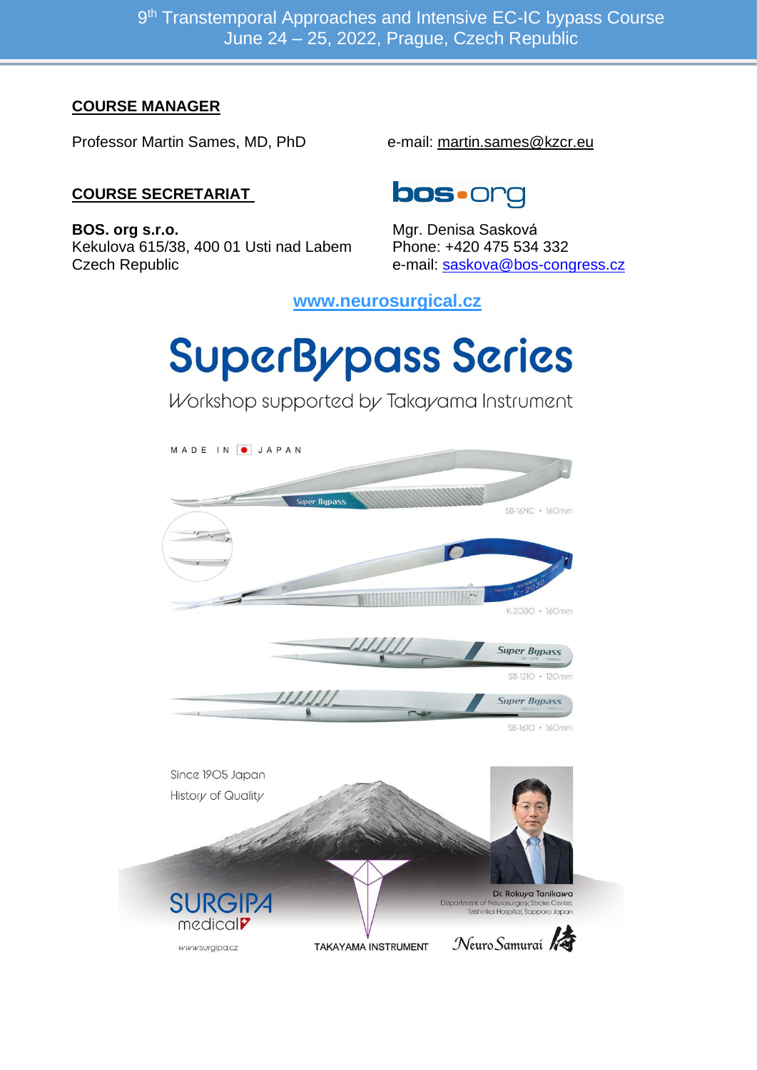## COURSE MANAGER

Professor Martin Sames, MD, PhD

e-mail: martin.sames@kzcr.eu

## COURSE SECRETARIAT

**BOS. org s.r.o.**
Kekulova 615/38, 400 01 Usti nad Labem
Czech Republic

bos.org

Mgr. Denisa Sasková
Phone: +420 475 534 332
e-mail: saskova@bos-congress.cz

**www.neurosurgical.cz**

# SuperBypass Series

Workshop supported by Takayama Instrument

MADE IN JAPAN

SB-16NC • 160mm

K-2030 • 160mm

SB-1210 • 120mm

SB-1610 • 160mm

Since 1905 Japan
History of Quality

Dr. Rokuya Tanikawa
Department of Neurosurgery, Stroke Center,
Teishinkai Hospital, Sapporo Japan

SURGIPA medical

www.surgipa.cz

TAKAYAMA INSTRUMENT

NeuroSamurai